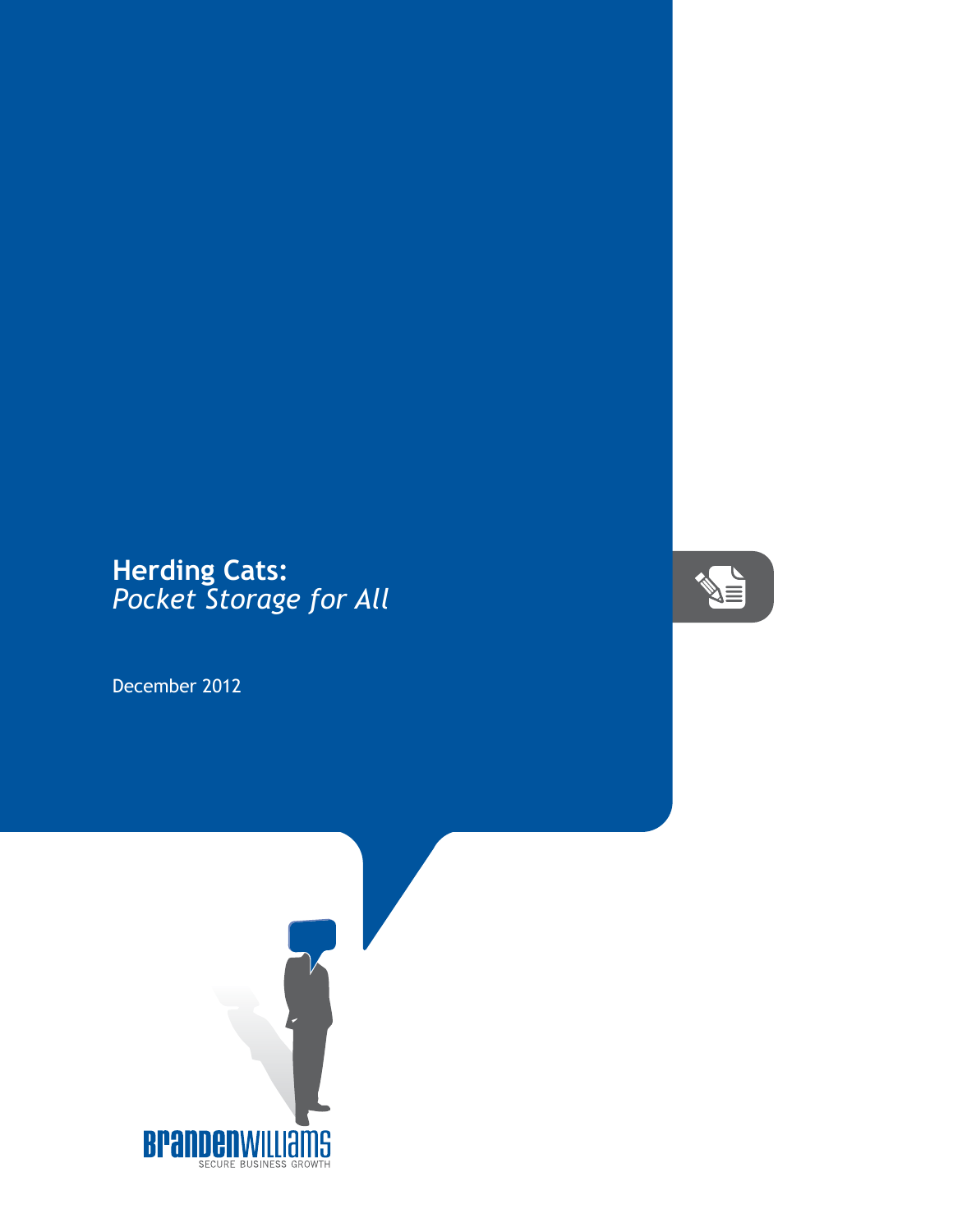# Herding Cats:
*Pocket Storage for All*

December 2012

BRANDENWILLIAMS
SECURE BUSINESS GROWTH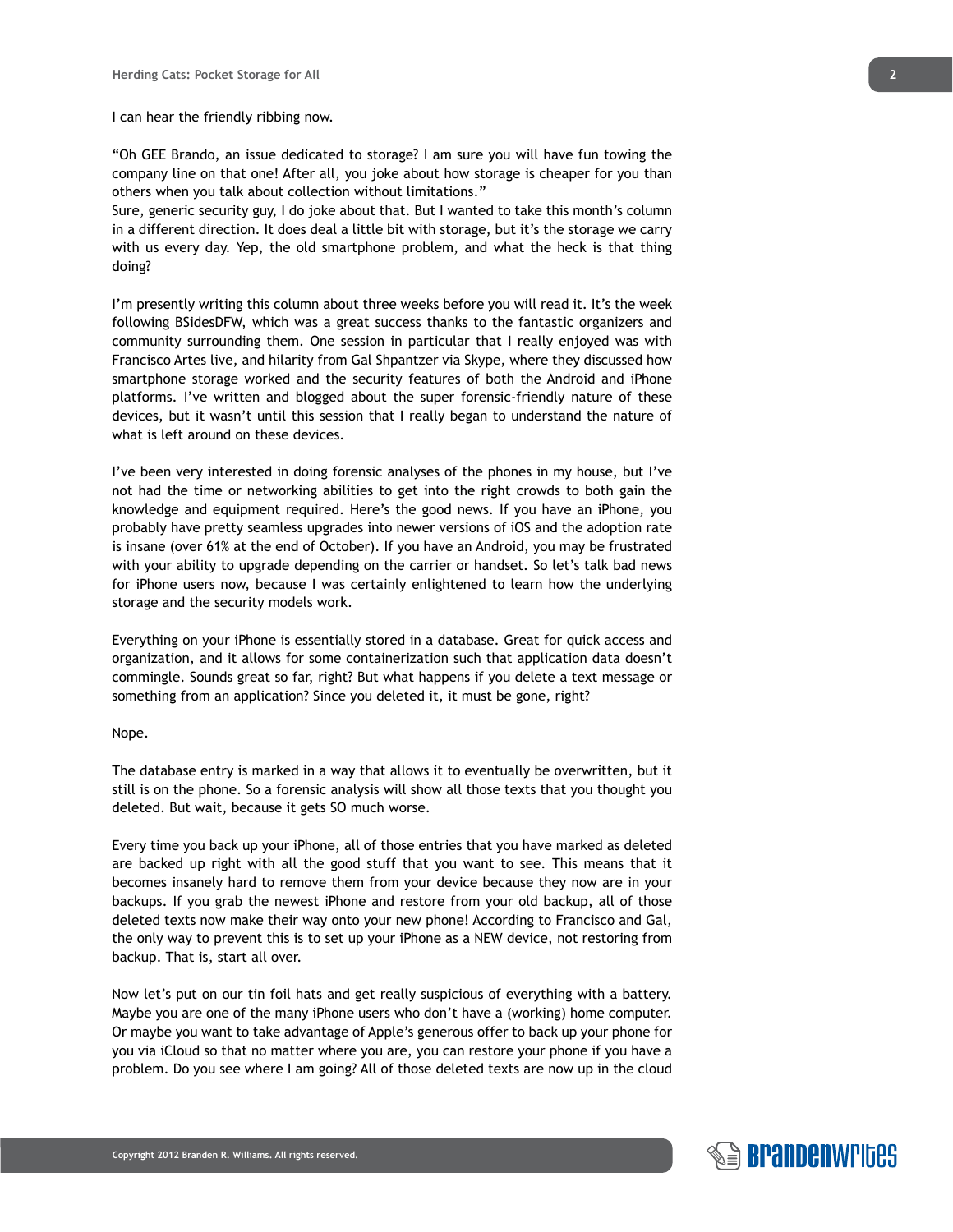I can hear the friendly ribbing now.

"Oh GEE Brando, an issue dedicated to storage? I am sure you will have fun towing the company line on that one! After all, you joke about how storage is cheaper for you than others when you talk about collection without limitations."
Sure, generic security guy, I do joke about that. But I wanted to take this month's column in a different direction. It does deal a little bit with storage, but it's the storage we carry with us every day. Yep, the old smartphone problem, and what the heck is that thing doing?

I'm presently writing this column about three weeks before you will read it. It's the week following BSidesDFW, which was a great success thanks to the fantastic organizers and community surrounding them. One session in particular that I really enjoyed was with Francisco Artes live, and hilarity from Gal Shpantzer via Skype, where they discussed how smartphone storage worked and the security features of both the Android and iPhone platforms. I've written and blogged about the super forensic-friendly nature of these devices, but it wasn't until this session that I really began to understand the nature of what is left around on these devices.

I've been very interested in doing forensic analyses of the phones in my house, but I've not had the time or networking abilities to get into the right crowds to both gain the knowledge and equipment required. Here's the good news. If you have an iPhone, you probably have pretty seamless upgrades into newer versions of iOS and the adoption rate is insane (over 61% at the end of October). If you have an Android, you may be frustrated with your ability to upgrade depending on the carrier or handset. So let's talk bad news for iPhone users now, because I was certainly enlightened to learn how the underlying storage and the security models work.

Everything on your iPhone is essentially stored in a database. Great for quick access and organization, and it allows for some containerization such that application data doesn't commingle. Sounds great so far, right? But what happens if you delete a text message or something from an application? Since you deleted it, it must be gone, right?

Nope.

The database entry is marked in a way that allows it to eventually be overwritten, but it still is on the phone. So a forensic analysis will show all those texts that you thought you deleted. But wait, because it gets SO much worse.

Every time you back up your iPhone, all of those entries that you have marked as deleted are backed up right with all the good stuff that you want to see. This means that it becomes insanely hard to remove them from your device because they now are in your backups. If you grab the newest iPhone and restore from your old backup, all of those deleted texts now make their way onto your new phone! According to Francisco and Gal, the only way to prevent this is to set up your iPhone as a NEW device, not restoring from backup. That is, start all over.

Now let's put on our tin foil hats and get really suspicious of everything with a battery. Maybe you are one of the many iPhone users who don't have a (working) home computer. Or maybe you want to take advantage of Apple's generous offer to back up your phone for you via iCloud so that no matter where you are, you can restore your phone if you have a problem. Do you see where I am going? All of those deleted texts are now up in the cloud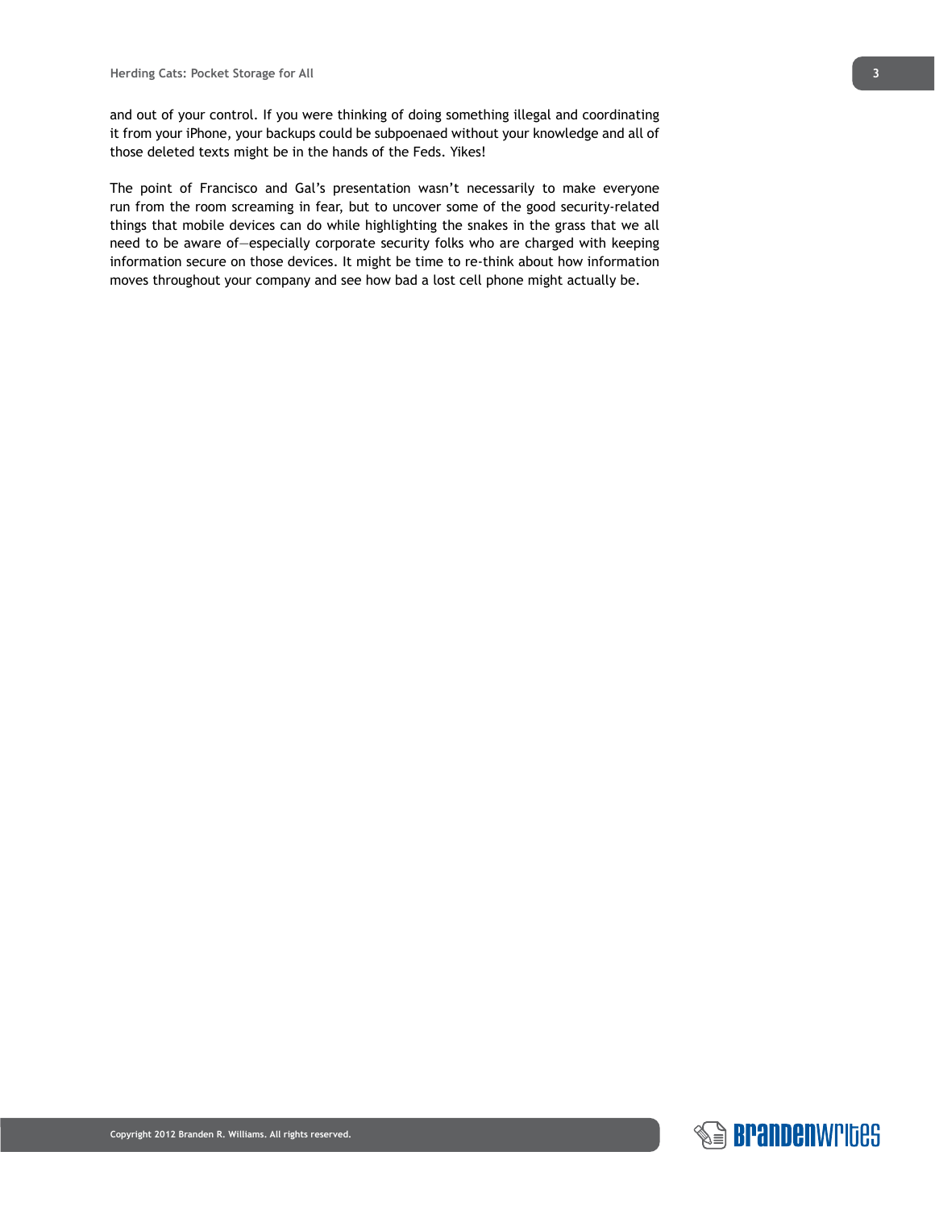and out of your control. If you were thinking of doing something illegal and coordinating it from your iPhone, your backups could be subpoenaed without your knowledge and all of those deleted texts might be in the hands of the Feds. Yikes!

The point of Francisco and Gal's presentation wasn't necessarily to make everyone run from the room screaming in fear, but to uncover some of the good security-related things that mobile devices can do while highlighting the snakes in the grass that we all need to be aware of—especially corporate security folks who are charged with keeping information secure on those devices. It might be time to re-think about how information moves throughout your company and see how bad a lost cell phone might actually be.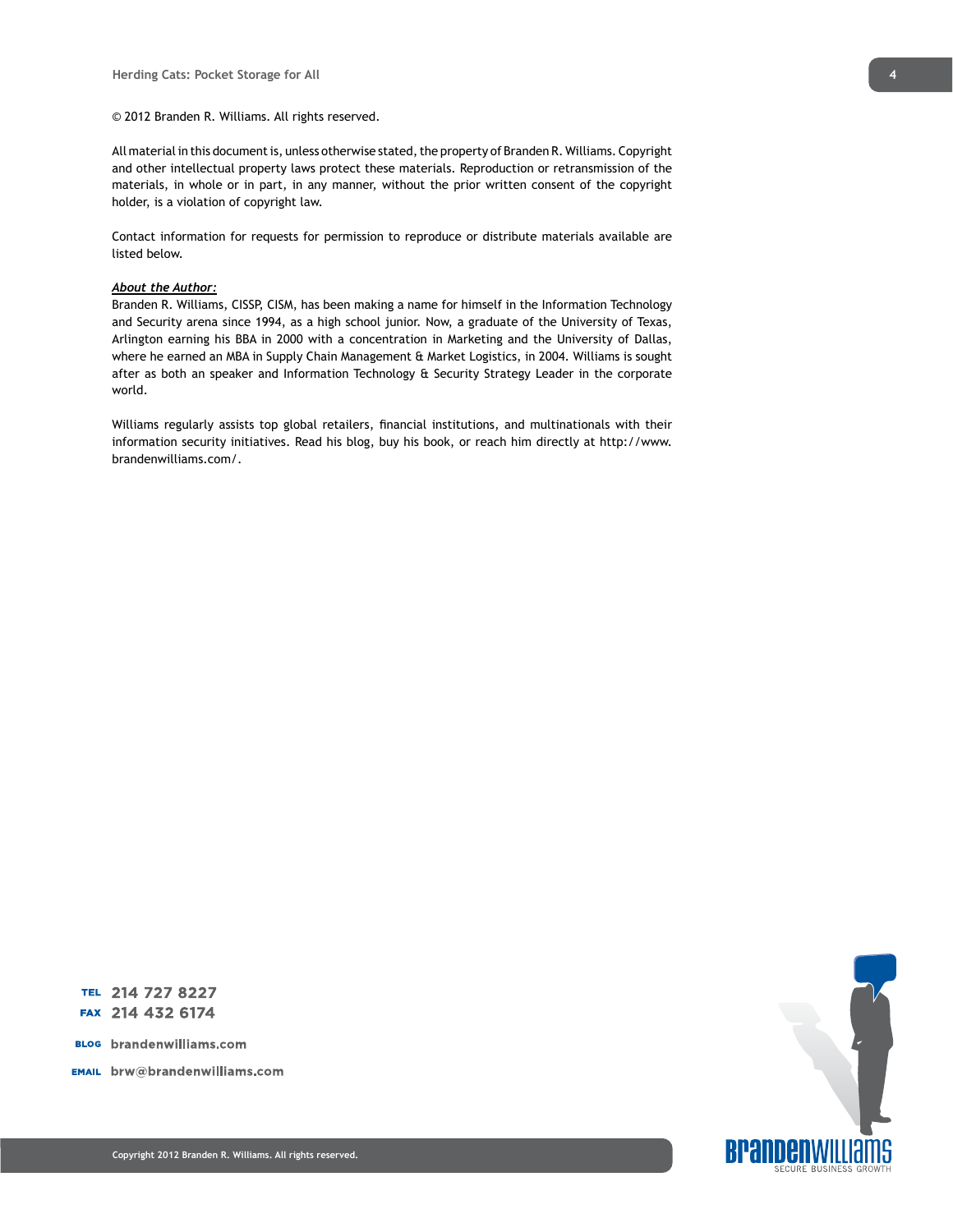© 2012 Branden R. Williams. All rights reserved.

All material in this document is, unless otherwise stated, the property of Branden R. Williams. Copyright and other intellectual property laws protect these materials. Reproduction or retransmission of the materials, in whole or in part, in any manner, without the prior written consent of the copyright holder, is a violation of copyright law.

Contact information for requests for permission to reproduce or distribute materials available are listed below.

***About the Author:***

Branden R. Williams, CISSP, CISM, has been making a name for himself in the Information Technology and Security arena since 1994, as a high school junior. Now, a graduate of the University of Texas, Arlington earning his BBA in 2000 with a concentration in Marketing and the University of Dallas, where he earned an MBA in Supply Chain Management & Market Logistics, in 2004. Williams is sought after as both an speaker and Information Technology & Security Strategy Leader in the corporate world.

Williams regularly assists top global retailers, financial institutions, and multinationals with their information security initiatives. Read his blog, buy his book, or reach him directly at http://www.brandenwilliams.com/.

**TEL** 214 727 8227
**FAX** 214 432 6174

**BLOG** brandenwilliams.com

**EMAIL** brw@brandenwilliams.com

BrandenWilliams
SECURE BUSINESS GROWTH